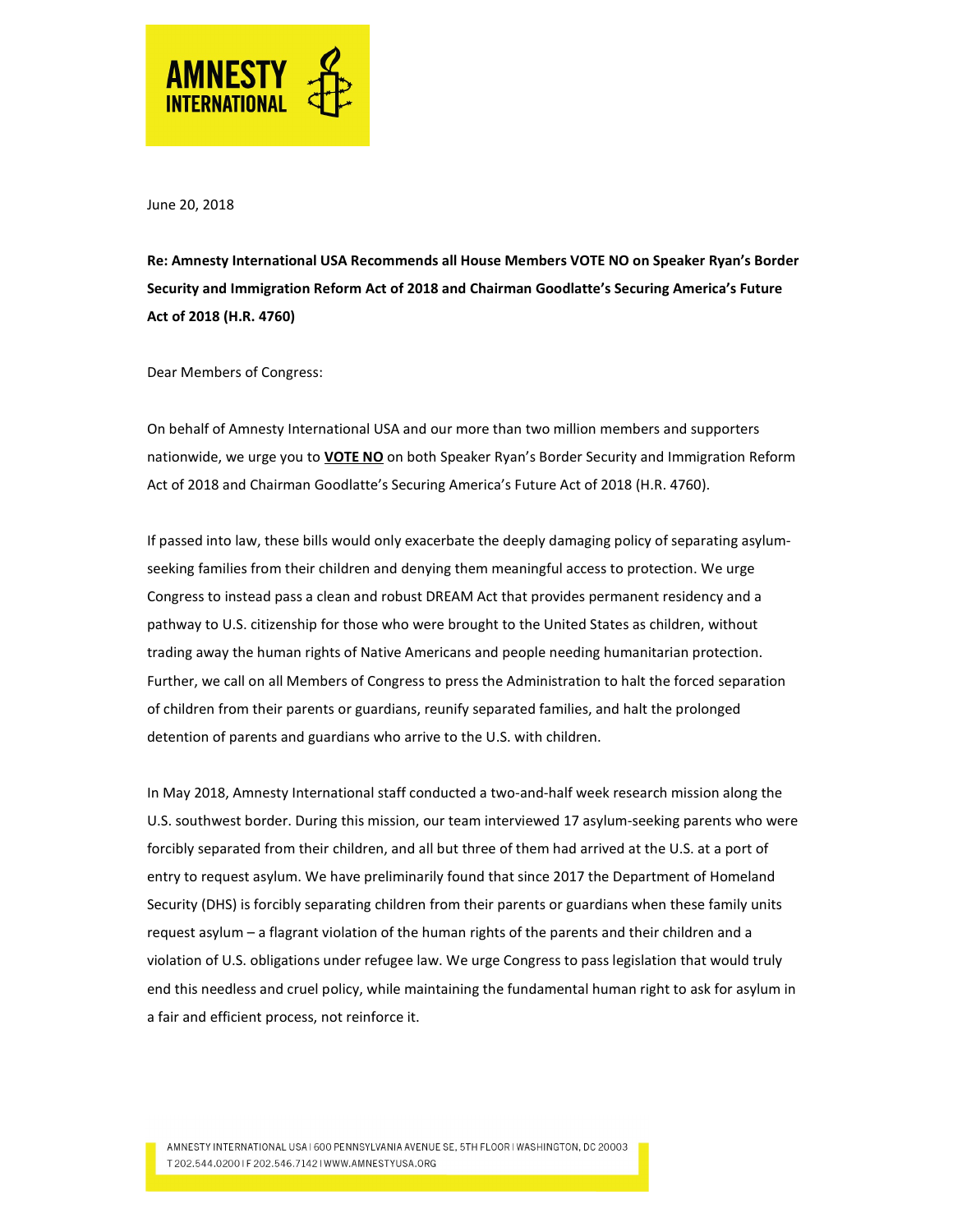June 20, 2018

**Re: Amnesty International USA Recommends all House Members VOTE NO on Speaker Ryan's Border Security and Immigration Reform Act of 2018 and Chairman Goodlatte's Securing America's Future Act of 2018 (H.R. 4760)**

Dear Members of Congress:

On behalf of Amnesty International USA and our more than two million members and supporters nationwide, we urge you to **VOTE NO** on both Speaker Ryan's Border Security and Immigration Reform Act of 2018 and Chairman Goodlatte's Securing America's Future Act of 2018 (H.R. 4760).

If passed into law, these bills would only exacerbate the deeply damaging policy of separating asylum-seeking families from their children and denying them meaningful access to protection. We urge Congress to instead pass a clean and robust DREAM Act that provides permanent residency and a pathway to U.S. citizenship for those who were brought to the United States as children, without trading away the human rights of Native Americans and people needing humanitarian protection. Further, we call on all Members of Congress to press the Administration to halt the forced separation of children from their parents or guardians, reunify separated families, and halt the prolonged detention of parents and guardians who arrive to the U.S. with children.

In May 2018, Amnesty International staff conducted a two-and-half week research mission along the U.S. southwest border. During this mission, our team interviewed 17 asylum-seeking parents who were forcibly separated from their children, and all but three of them had arrived at the U.S. at a port of entry to request asylum. We have preliminarily found that since 2017 the Department of Homeland Security (DHS) is forcibly separating children from their parents or guardians when these family units request asylum – a flagrant violation of the human rights of the parents and their children and a violation of U.S. obligations under refugee law. We urge Congress to pass legislation that would truly end this needless and cruel policy, while maintaining the fundamental human right to ask for asylum in a fair and efficient process, not reinforce it.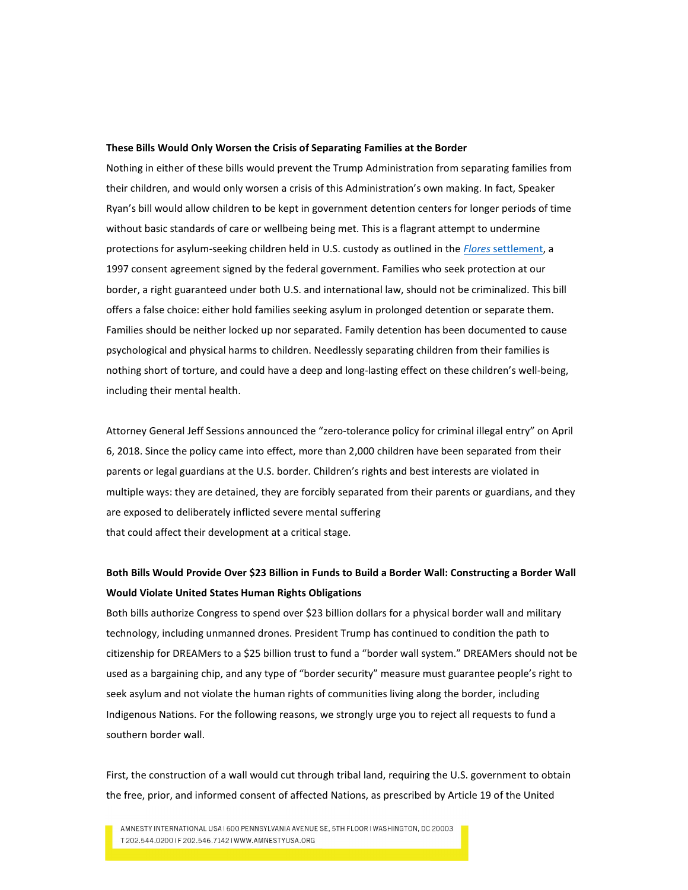**These Bills Would Only Worsen the Crisis of Separating Families at the Border**

Nothing in either of these bills would prevent the Trump Administration from separating families from their children, and would only worsen a crisis of this Administration's own making. In fact, Speaker Ryan's bill would allow children to be kept in government detention centers for longer periods of time without basic standards of care or wellbeing being met. This is a flagrant attempt to undermine protections for asylum-seeking children held in U.S. custody as outlined in the *Flores* settlement, a 1997 consent agreement signed by the federal government. Families who seek protection at our border, a right guaranteed under both U.S. and international law, should not be criminalized. This bill offers a false choice: either hold families seeking asylum in prolonged detention or separate them. Families should be neither locked up nor separated. Family detention has been documented to cause psychological and physical harms to children. Needlessly separating children from their families is nothing short of torture, and could have a deep and long-lasting effect on these children's well-being, including their mental health.

Attorney General Jeff Sessions announced the "zero-tolerance policy for criminal illegal entry" on April 6, 2018. Since the policy came into effect, more than 2,000 children have been separated from their parents or legal guardians at the U.S. border. Children's rights and best interests are violated in multiple ways: they are detained, they are forcibly separated from their parents or guardians, and they are exposed to deliberately inflicted severe mental suffering that could affect their development at a critical stage.

**Both Bills Would Provide Over $23 Billion in Funds to Build a Border Wall: Constructing a Border Wall Would Violate United States Human Rights Obligations**

Both bills authorize Congress to spend over $23 billion dollars for a physical border wall and military technology, including unmanned drones. President Trump has continued to condition the path to citizenship for DREAMers to a $25 billion trust to fund a "border wall system." DREAMers should not be used as a bargaining chip, and any type of "border security" measure must guarantee people's right to seek asylum and not violate the human rights of communities living along the border, including Indigenous Nations. For the following reasons, we strongly urge you to reject all requests to fund a southern border wall.

First, the construction of a wall would cut through tribal land, requiring the U.S. government to obtain the free, prior, and informed consent of affected Nations, as prescribed by Article 19 of the United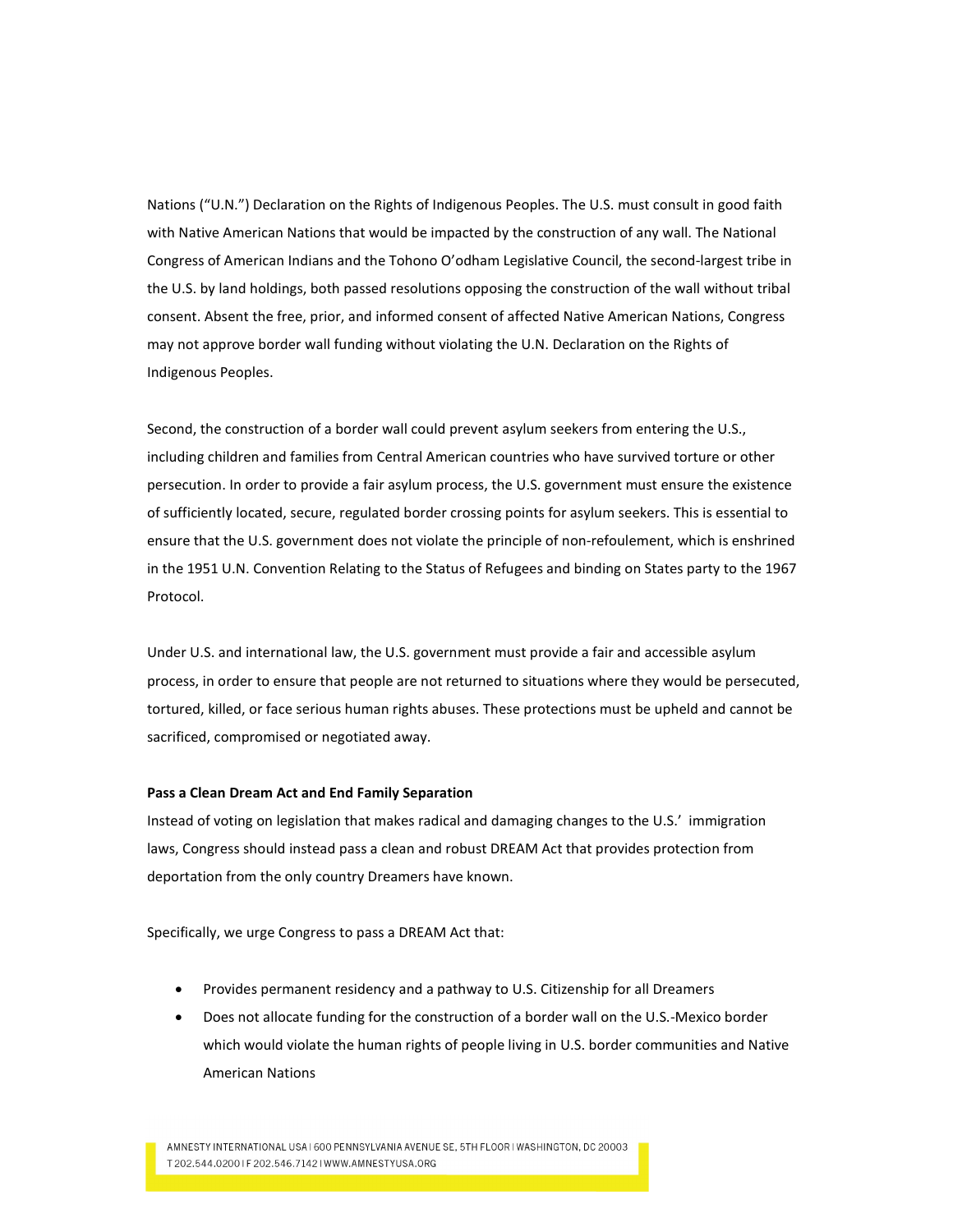Nations ("U.N.") Declaration on the Rights of Indigenous Peoples. The U.S. must consult in good faith with Native American Nations that would be impacted by the construction of any wall. The National Congress of American Indians and the Tohono O'odham Legislative Council, the second-largest tribe in the U.S. by land holdings, both passed resolutions opposing the construction of the wall without tribal consent. Absent the free, prior, and informed consent of affected Native American Nations, Congress may not approve border wall funding without violating the U.N. Declaration on the Rights of Indigenous Peoples.

Second, the construction of a border wall could prevent asylum seekers from entering the U.S., including children and families from Central American countries who have survived torture or other persecution. In order to provide a fair asylum process, the U.S. government must ensure the existence of sufficiently located, secure, regulated border crossing points for asylum seekers. This is essential to ensure that the U.S. government does not violate the principle of non-refoulement, which is enshrined in the 1951 U.N. Convention Relating to the Status of Refugees and binding on States party to the 1967 Protocol.

Under U.S. and international law, the U.S. government must provide a fair and accessible asylum process, in order to ensure that people are not returned to situations where they would be persecuted, tortured, killed, or face serious human rights abuses. These protections must be upheld and cannot be sacrificed, compromised or negotiated away.

**Pass a Clean Dream Act and End Family Separation**

Instead of voting on legislation that makes radical and damaging changes to the U.S.' immigration laws, Congress should instead pass a clean and robust DREAM Act that provides protection from deportation from the only country Dreamers have known.

Specifically, we urge Congress to pass a DREAM Act that:

- Provides permanent residency and a pathway to U.S. Citizenship for all Dreamers
- Does not allocate funding for the construction of a border wall on the U.S.-Mexico border which would violate the human rights of people living in U.S. border communities and Native American Nations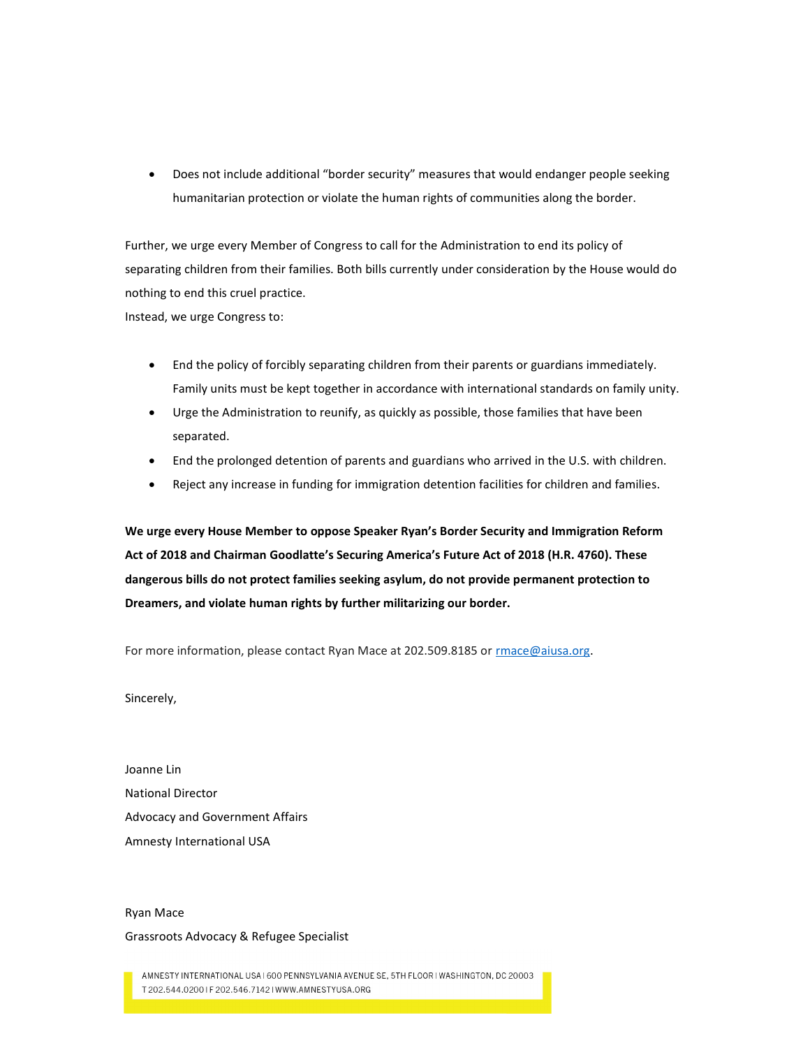- Does not include additional "border security" measures that would endanger people seeking humanitarian protection or violate the human rights of communities along the border.

Further, we urge every Member of Congress to call for the Administration to end its policy of separating children from their families. Both bills currently under consideration by the House would do nothing to end this cruel practice.

Instead, we urge Congress to:

- End the policy of forcibly separating children from their parents or guardians immediately. Family units must be kept together in accordance with international standards on family unity.
- Urge the Administration to reunify, as quickly as possible, those families that have been separated.
- End the prolonged detention of parents and guardians who arrived in the U.S. with children.
- Reject any increase in funding for immigration detention facilities for children and families.

**We urge every House Member to oppose Speaker Ryan's Border Security and Immigration Reform Act of 2018 and Chairman Goodlatte's Securing America's Future Act of 2018 (H.R. 4760). These dangerous bills do not protect families seeking asylum, do not provide permanent protection to Dreamers, and violate human rights by further militarizing our border.**

For more information, please contact Ryan Mace at 202.509.8185 or rmace@aiusa.org.

Sincerely,

Joanne Lin
National Director
Advocacy and Government Affairs
Amnesty International USA

Ryan Mace
Grassroots Advocacy & Refugee Specialist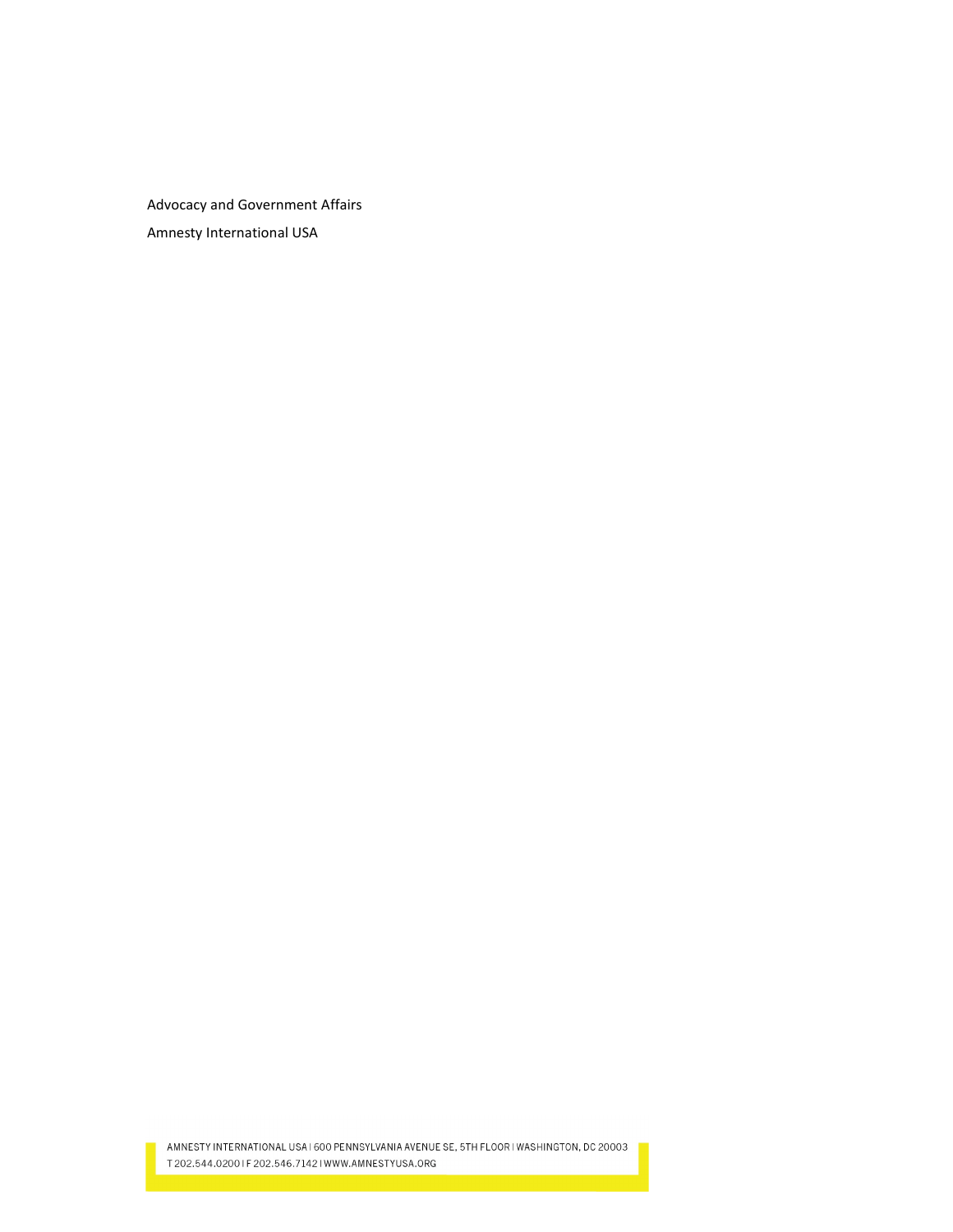Advocacy and Government Affairs

Amnesty International USA

AMNESTY INTERNATIONAL USA | 600 PENNSYLVANIA AVENUE SE, 5TH FLOOR | WASHINGTON, DC 20003
T 202.544.0200 | F 202.546.7142 | WWW.AMNESTYUSA.ORG